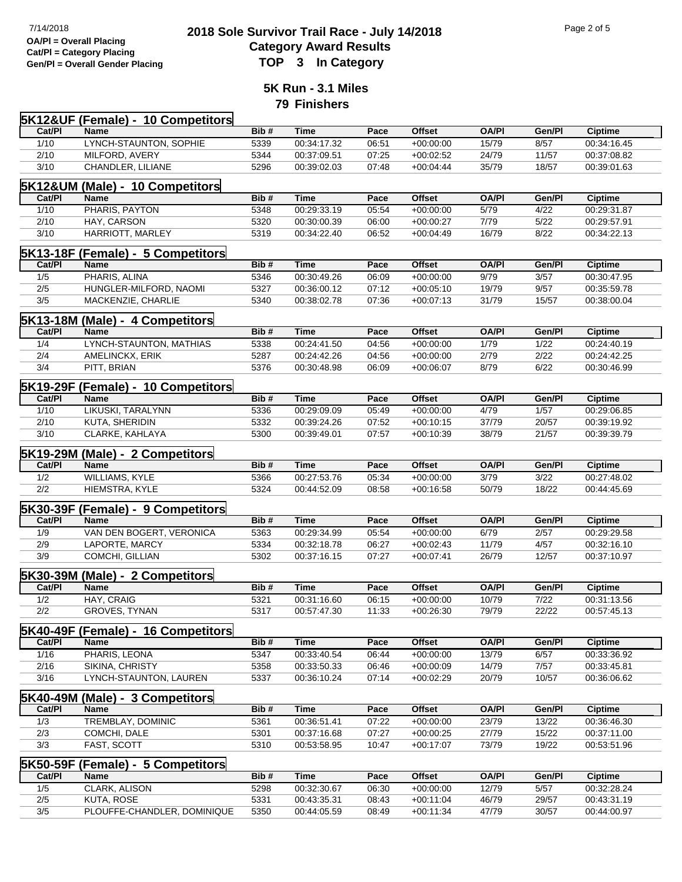OA/Pl = Overall Placing
Cat/Pl = Category Placing
Gen/Pl = Overall Gender Placing

# 2018 Sole Survivor Trail Race - July 14/2018
## Category Award Results
## TOP 3 In Category

## 5K Run - 3.1 Miles
## 79 Finishers

### 5K12&UF (Female) - 10 Competitors

| Cat/Pl | Name | Bib # | Time | Pace | Offset | OA/Pl | Gen/Pl | Ciptime |
|---|---|---|---|---|---|---|---|---|
| 1/10 | LYNCH-STAUNTON, SOPHIE | 5339 | 00:34:17.32 | 06:51 | +00:00:00 | 15/79 | 8/57 | 00:34:16.45 |
| 2/10 | MILFORD, AVERY | 5344 | 00:37:09.51 | 07:25 | +00:02:52 | 24/79 | 11/57 | 00:37:08.82 |
| 3/10 | CHANDLER, LILIANE | 5296 | 00:39:02.03 | 07:48 | +00:04:44 | 35/79 | 18/57 | 00:39:01.63 |

### 5K12&UM (Male) - 10 Competitors

| Cat/Pl | Name | Bib # | Time | Pace | Offset | OA/Pl | Gen/Pl | Ciptime |
|---|---|---|---|---|---|---|---|---|
| 1/10 | PHARIS, PAYTON | 5348 | 00:29:33.19 | 05:54 | +00:00:00 | 5/79 | 4/22 | 00:29:31.87 |
| 2/10 | HAY, CARSON | 5320 | 00:30:00.39 | 06:00 | +00:00:27 | 7/79 | 5/22 | 00:29:57.91 |
| 3/10 | HARRIOTT, MARLEY | 5319 | 00:34:22.40 | 06:52 | +00:04:49 | 16/79 | 8/22 | 00:34:22.13 |

### 5K13-18F (Female) - 5 Competitors

| Cat/Pl | Name | Bib # | Time | Pace | Offset | OA/Pl | Gen/Pl | Ciptime |
|---|---|---|---|---|---|---|---|---|
| 1/5 | PHARIS, ALINA | 5346 | 00:30:49.26 | 06:09 | +00:00:00 | 9/79 | 3/57 | 00:30:47.95 |
| 2/5 | HUNGLER-MILFORD, NAOMI | 5327 | 00:36:00.12 | 07:12 | +00:05:10 | 19/79 | 9/57 | 00:35:59.78 |
| 3/5 | MACKENZIE, CHARLIE | 5340 | 00:38:02.78 | 07:36 | +00:07:13 | 31/79 | 15/57 | 00:38:00.04 |

### 5K13-18M (Male) - 4 Competitors

| Cat/Pl | Name | Bib # | Time | Pace | Offset | OA/Pl | Gen/Pl | Ciptime |
|---|---|---|---|---|---|---|---|---|
| 1/4 | LYNCH-STAUNTON, MATHIAS | 5338 | 00:24:41.50 | 04:56 | +00:00:00 | 1/79 | 1/22 | 00:24:40.19 |
| 2/4 | AMELINCKX, ERIK | 5287 | 00:24:42.26 | 04:56 | +00:00:00 | 2/79 | 2/22 | 00:24:42.25 |
| 3/4 | PITT, BRIAN | 5376 | 00:30:48.98 | 06:09 | +00:06:07 | 8/79 | 6/22 | 00:30:46.99 |

### 5K19-29F (Female) - 10 Competitors

| Cat/Pl | Name | Bib # | Time | Pace | Offset | OA/Pl | Gen/Pl | Ciptime |
|---|---|---|---|---|---|---|---|---|
| 1/10 | LIKUSKI, TARALYNN | 5336 | 00:29:09.09 | 05:49 | +00:00:00 | 4/79 | 1/57 | 00:29:06.85 |
| 2/10 | KUTA, SHERIDIN | 5332 | 00:39:24.26 | 07:52 | +00:10:15 | 37/79 | 20/57 | 00:39:19.92 |
| 3/10 | CLARKE, KAHLAYA | 5300 | 00:39:49.01 | 07:57 | +00:10:39 | 38/79 | 21/57 | 00:39:39.79 |

### 5K19-29M (Male) - 2 Competitors

| Cat/Pl | Name | Bib # | Time | Pace | Offset | OA/Pl | Gen/Pl | Ciptime |
|---|---|---|---|---|---|---|---|---|
| 1/2 | WILLIAMS, KYLE | 5366 | 00:27:53.76 | 05:34 | +00:00:00 | 3/79 | 3/22 | 00:27:48.02 |
| 2/2 | HIEMSTRA, KYLE | 5324 | 00:44:52.09 | 08:58 | +00:16:58 | 50/79 | 18/22 | 00:44:45.69 |

### 5K30-39F (Female) - 9 Competitors

| Cat/Pl | Name | Bib # | Time | Pace | Offset | OA/Pl | Gen/Pl | Ciptime |
|---|---|---|---|---|---|---|---|---|
| 1/9 | VAN DEN BOGERT, VERONICA | 5363 | 00:29:34.99 | 05:54 | +00:00:00 | 6/79 | 2/57 | 00:29:29.58 |
| 2/9 | LAPORTE, MARCY | 5334 | 00:32:18.78 | 06:27 | +00:02:43 | 11/79 | 4/57 | 00:32:16.10 |
| 3/9 | COMCHI, GILLIAN | 5302 | 00:37:16.15 | 07:27 | +00:07:41 | 26/79 | 12/57 | 00:37:10.97 |

### 5K30-39M (Male) - 2 Competitors

| Cat/Pl | Name | Bib # | Time | Pace | Offset | OA/Pl | Gen/Pl | Ciptime |
|---|---|---|---|---|---|---|---|---|
| 1/2 | HAY, CRAIG | 5321 | 00:31:16.60 | 06:15 | +00:00:00 | 10/79 | 7/22 | 00:31:13.56 |
| 2/2 | GROVES, TYNAN | 5317 | 00:57:47.30 | 11:33 | +00:26:30 | 79/79 | 22/22 | 00:57:45.13 |

### 5K40-49F (Female) - 16 Competitors

| Cat/Pl | Name | Bib # | Time | Pace | Offset | OA/Pl | Gen/Pl | Ciptime |
|---|---|---|---|---|---|---|---|---|
| 1/16 | PHARIS, LEONA | 5347 | 00:33:40.54 | 06:44 | +00:00:00 | 13/79 | 6/57 | 00:33:36.92 |
| 2/16 | SIKINA, CHRISTY | 5358 | 00:33:50.33 | 06:46 | +00:00:09 | 14/79 | 7/57 | 00:33:45.81 |
| 3/16 | LYNCH-STAUNTON, LAUREN | 5337 | 00:36:10.24 | 07:14 | +00:02:29 | 20/79 | 10/57 | 00:36:06.62 |

### 5K40-49M (Male) - 3 Competitors

| Cat/Pl | Name | Bib # | Time | Pace | Offset | OA/Pl | Gen/Pl | Ciptime |
|---|---|---|---|---|---|---|---|---|
| 1/3 | TREMBLAY, DOMINIC | 5361 | 00:36:51.41 | 07:22 | +00:00:00 | 23/79 | 13/22 | 00:36:46.30 |
| 2/3 | COMCHI, DALE | 5301 | 00:37:16.68 | 07:27 | +00:00:25 | 27/79 | 15/22 | 00:37:11.00 |
| 3/3 | FAST, SCOTT | 5310 | 00:53:58.95 | 10:47 | +00:17:07 | 73/79 | 19/22 | 00:53:51.96 |

### 5K50-59F (Female) - 5 Competitors

| Cat/Pl | Name | Bib # | Time | Pace | Offset | OA/Pl | Gen/Pl | Ciptime |
|---|---|---|---|---|---|---|---|---|
| 1/5 | CLARK, ALISON | 5298 | 00:32:30.67 | 06:30 | +00:00:00 | 12/79 | 5/57 | 00:32:28.24 |
| 2/5 | KUTA, ROSE | 5331 | 00:43:35.31 | 08:43 | +00:11:04 | 46/79 | 29/57 | 00:43:31.19 |
| 3/5 | PLOUFFE-CHANDLER, DOMINIQUE | 5350 | 00:44:05.59 | 08:49 | +00:11:34 | 47/79 | 30/57 | 00:44:00.97 |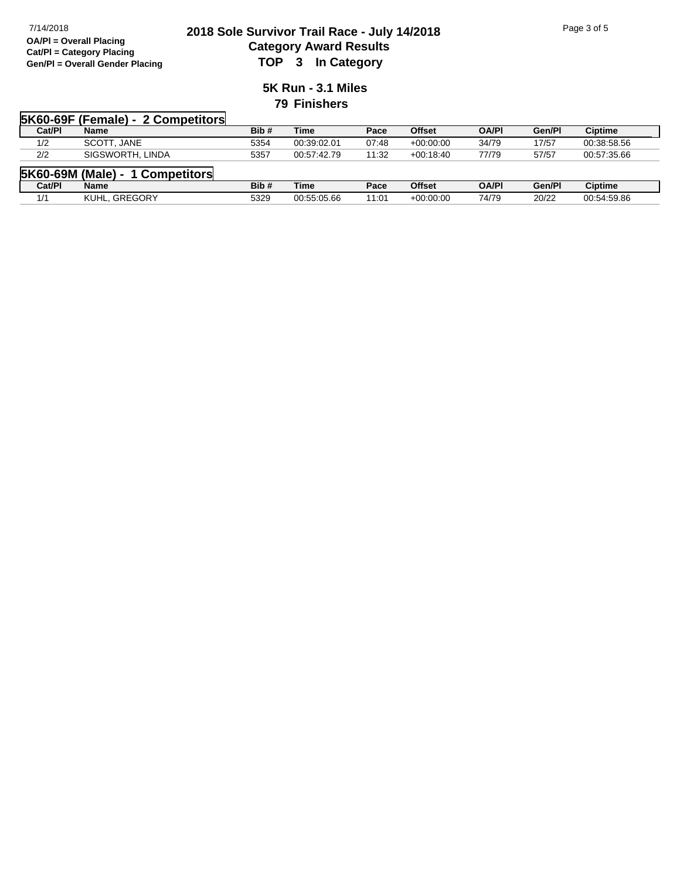7/14/2018

**OA/Pl = Overall Placing**
**Cat/Pl = Category Placing**
**Gen/Pl = Overall Gender Placing**

# 2018 Sole Survivor Trail Race - July 14/2018

## Category Award Results

## TOP 3 In Category

### 5K Run - 3.1 Miles

### 79 Finishers

**5K60-69F (Female) - 2 Competitors**

| Cat/Pl | Name | Bib # | Time | Pace | Offset | OA/Pl | Gen/Pl | Ciptime |
|---|---|---|---|---|---|---|---|---|
| 1/2 | SCOTT, JANE | 5354 | 00:39:02.01 | 07:48 | +00:00:00 | 34/79 | 17/57 | 00:38:58.56 |
| 2/2 | SIGSWORTH, LINDA | 5357 | 00:57:42.79 | 11:32 | +00:18:40 | 77/79 | 57/57 | 00:57:35.66 |

**5K60-69M (Male) - 1 Competitors**

| Cat/Pl | Name | Bib # | Time | Pace | Offset | OA/Pl | Gen/Pl | Ciptime |
|---|---|---|---|---|---|---|---|---|
| 1/1 | KUHL, GREGORY | 5329 | 00:55:05.66 | 11:01 | +00:00:00 | 74/79 | 20/22 | 00:54:59.86 |